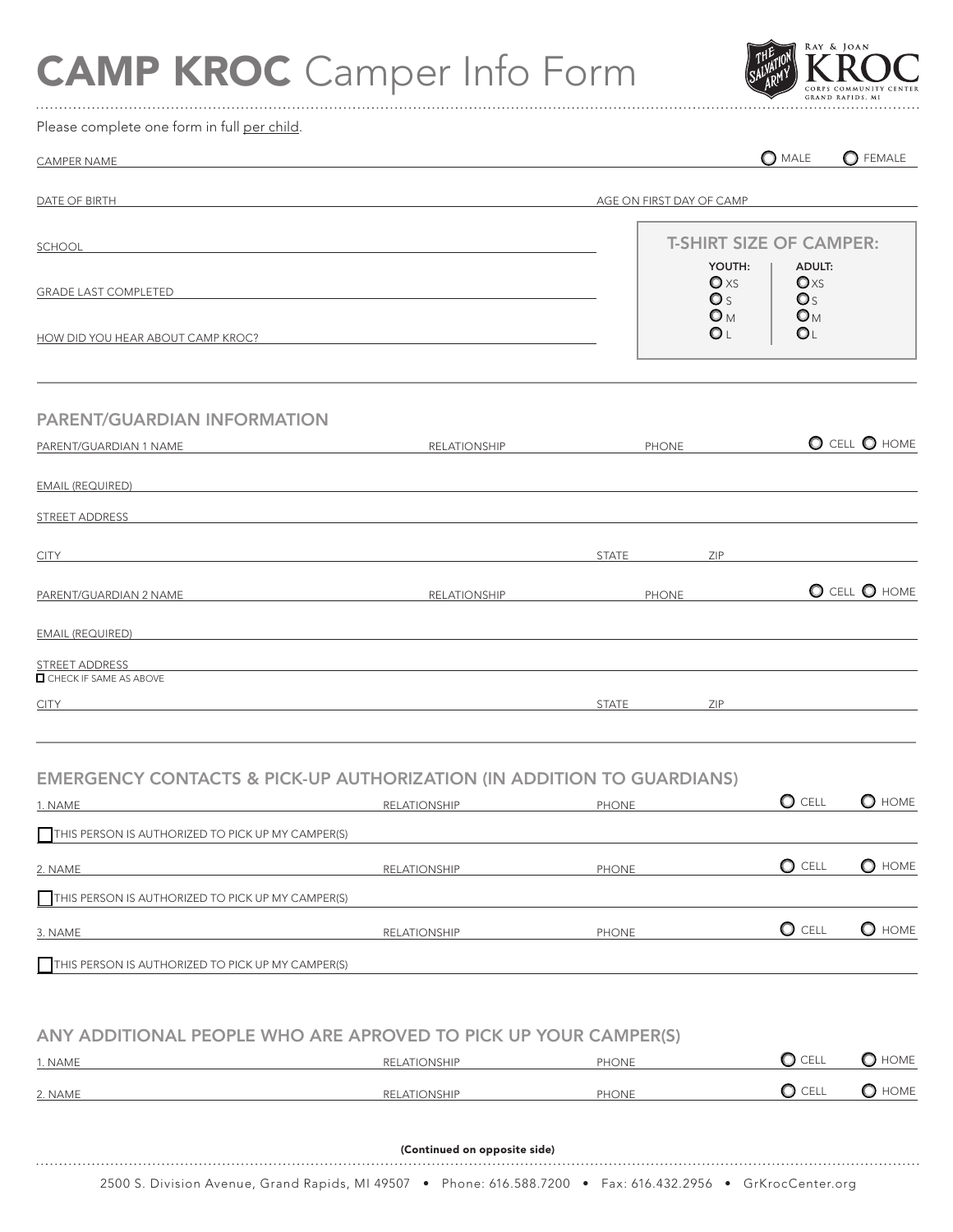# CAMP KROC Camper Info Form

Please complete one form in full per child.

CAMP NAME ______ ○ MALE ○ FEMALE

DATE OF BIRTH ______ AGE ON FIRST DAY OF CAMP ______

SCHOOL ______

GRADE LAST COMPLETED ______

HOW DID YOU HEAR ABOUT CAMP KROC? ______

**T-SHIRT SIZE OF CAMPER:**

| YOUTH: | ADULT: |
|---|---|
| ○ XS | ○ XS |
| ○ S | ○ S |
| ○ M | ○ M |
| ○ L | ○ L |

## PARENT/GUARDIAN INFORMATION

PARENT/GUARDIAN 1 NAME ______ RELATIONSHIP ______ PHONE ______ ○ CELL ○ HOME

EMAIL (REQUIRED) ______

STREET ADDRESS ______

CITY ______ STATE ______ ZIP ______

PARENT/GUARDIAN 2 NAME ______ RELATIONSHIP ______ PHONE ______ ○ CELL ○ HOME

EMAIL (REQUIRED) ______

STREET ADDRESS ______
☐ CHECK IF SAME AS ABOVE

CITY ______ STATE ______ ZIP ______

## EMERGENCY CONTACTS & PICK-UP AUTHORIZATION (IN ADDITION TO GUARDIANS)

1. NAME ______ RELATIONSHIP ______ PHONE ______ ○ CELL ○ HOME

☐ THIS PERSON IS AUTHORIZED TO PICK UP MY CAMPER(S)

2. NAME ______ RELATIONSHIP ______ PHONE ______ ○ CELL ○ HOME

☐ THIS PERSON IS AUTHORIZED TO PICK UP MY CAMPER(S)

3. NAME ______ RELATIONSHIP ______ PHONE ______ ○ CELL ○ HOME

☐ THIS PERSON IS AUTHORIZED TO PICK UP MY CAMPER(S)

## ANY ADDITIONAL PEOPLE WHO ARE APROVED TO PICK UP YOUR CAMPER(S)

1. NAME ______ RELATIONSHIP ______ PHONE ______ ○ CELL ○ HOME

2. NAME ______ RELATIONSHIP ______ PHONE ______ ○ CELL ○ HOME

**(Continued on opposite side)**

2500 S. Division Avenue, Grand Rapids, MI 49507 • Phone: 616.588.7200 • Fax: 616.432.2956 • GrKrocCenter.org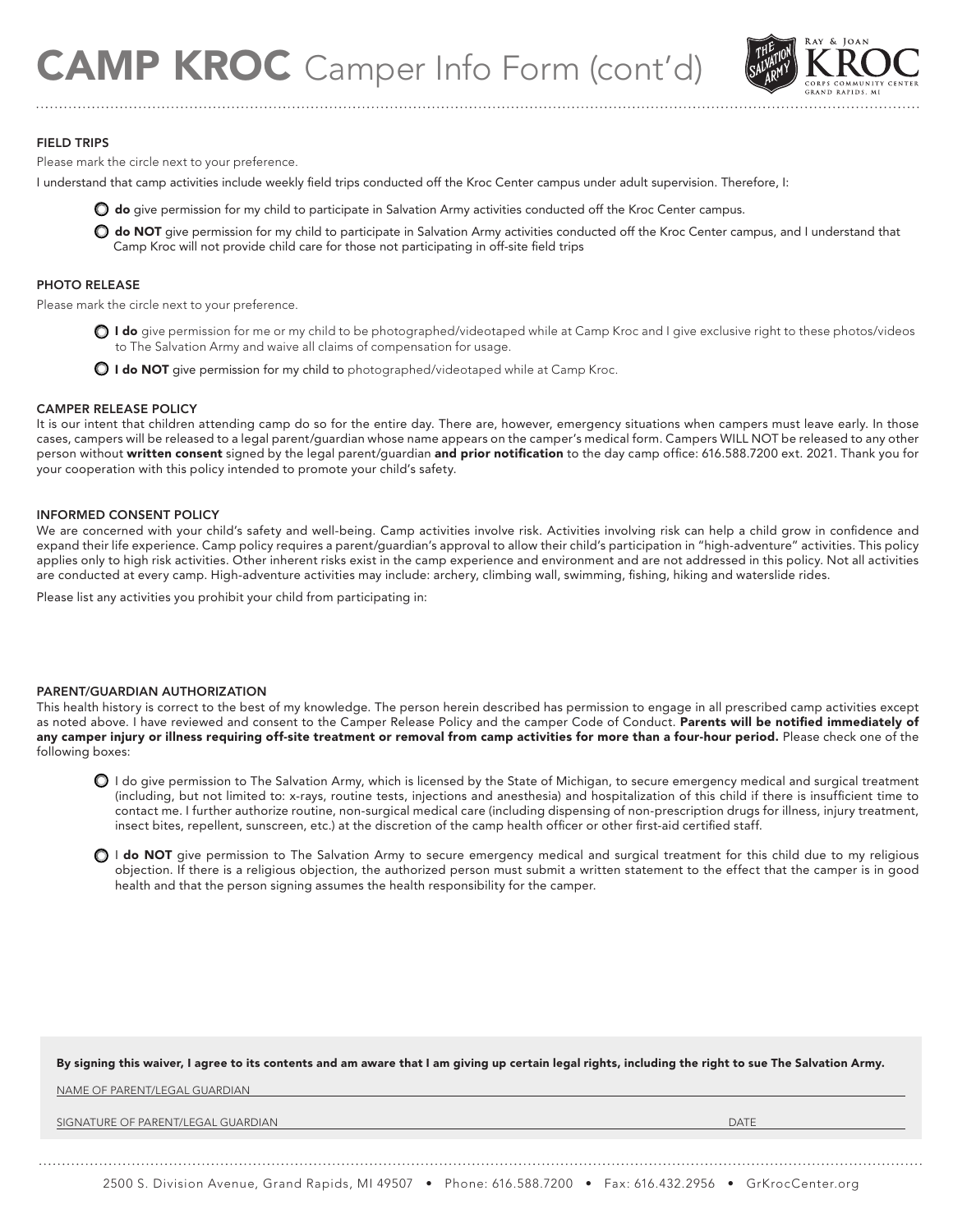# CAMP KROC Camper Info Form (cont'd)

### FIELD TRIPS

Please mark the circle next to your preference.

I understand that camp activities include weekly field trips conducted off the Kroc Center campus under adult supervision. Therefore, I:

- ○ **do** give permission for my child to participate in Salvation Army activities conducted off the Kroc Center campus.
- ○ **do NOT** give permission for my child to participate in Salvation Army activities conducted off the Kroc Center campus, and I understand that Camp Kroc will not provide child care for those not participating in off-site field trips

### PHOTO RELEASE

Please mark the circle next to your preference.

- ○ **I do** give permission for me or my child to be photographed/videotaped while at Camp Kroc and I give exclusive right to these photos/videos to The Salvation Army and waive all claims of compensation for usage.
- ○ **I do NOT** give permission for my child to photographed/videotaped while at Camp Kroc.

### CAMPER RELEASE POLICY

It is our intent that children attending camp do so for the entire day. There are, however, emergency situations when campers must leave early. In those cases, campers will be released to a legal parent/guardian whose name appears on the camper's medical form. Campers WILL NOT be released to any other person without **written consent** signed by the legal parent/guardian **and prior notification** to the day camp office: 616.588.7200 ext. 2021. Thank you for your cooperation with this policy intended to promote your child's safety.

### INFORMED CONSENT POLICY

We are concerned with your child's safety and well-being. Camp activities involve risk. Activities involving risk can help a child grow in confidence and expand their life experience. Camp policy requires a parent/guardian's approval to allow their child's participation in "high-adventure" activities. This policy applies only to high risk activities. Other inherent risks exist in the camp experience and environment and are not addressed in this policy. Not all activities are conducted at every camp. High-adventure activities may include: archery, climbing wall, swimming, fishing, hiking and waterslide rides.

Please list any activities you prohibit your child from participating in:

### PARENT/GUARDIAN AUTHORIZATION

This health history is correct to the best of my knowledge. The person herein described has permission to engage in all prescribed camp activities except as noted above. I have reviewed and consent to the Camper Release Policy and the camper Code of Conduct. **Parents will be notified immediately of any camper injury or illness requiring off-site treatment or removal from camp activities for more than a four-hour period.** Please check one of the following boxes:

- ○ I do give permission to The Salvation Army, which is licensed by the State of Michigan, to secure emergency medical and surgical treatment (including, but not limited to: x-rays, routine tests, injections and anesthesia) and hospitalization of this child if there is insufficient time to contact me. I further authorize routine, non-surgical medical care (including dispensing of non-prescription drugs for illness, injury treatment, insect bites, repellent, sunscreen, etc.) at the discretion of the camp health officer or other first-aid certified staff.
- ○ I **do NOT** give permission to The Salvation Army to secure emergency medical and surgical treatment for this child due to my religious objection. If there is a religious objection, the authorized person must submit a written statement to the effect that the camper is in good health and that the person signing assumes the health responsibility for the camper.

**By signing this waiver, I agree to its contents and am aware that I am giving up certain legal rights, including the right to sue The Salvation Army.**

NAME OF PARENT/LEGAL GUARDIAN ______________________________

SIGNATURE OF PARENT/LEGAL GUARDIAN ______________________________ DATE __________

2500 S. Division Avenue, Grand Rapids, MI 49507 • Phone: 616.588.7200 • Fax: 616.432.2956 • GrKrocCenter.org